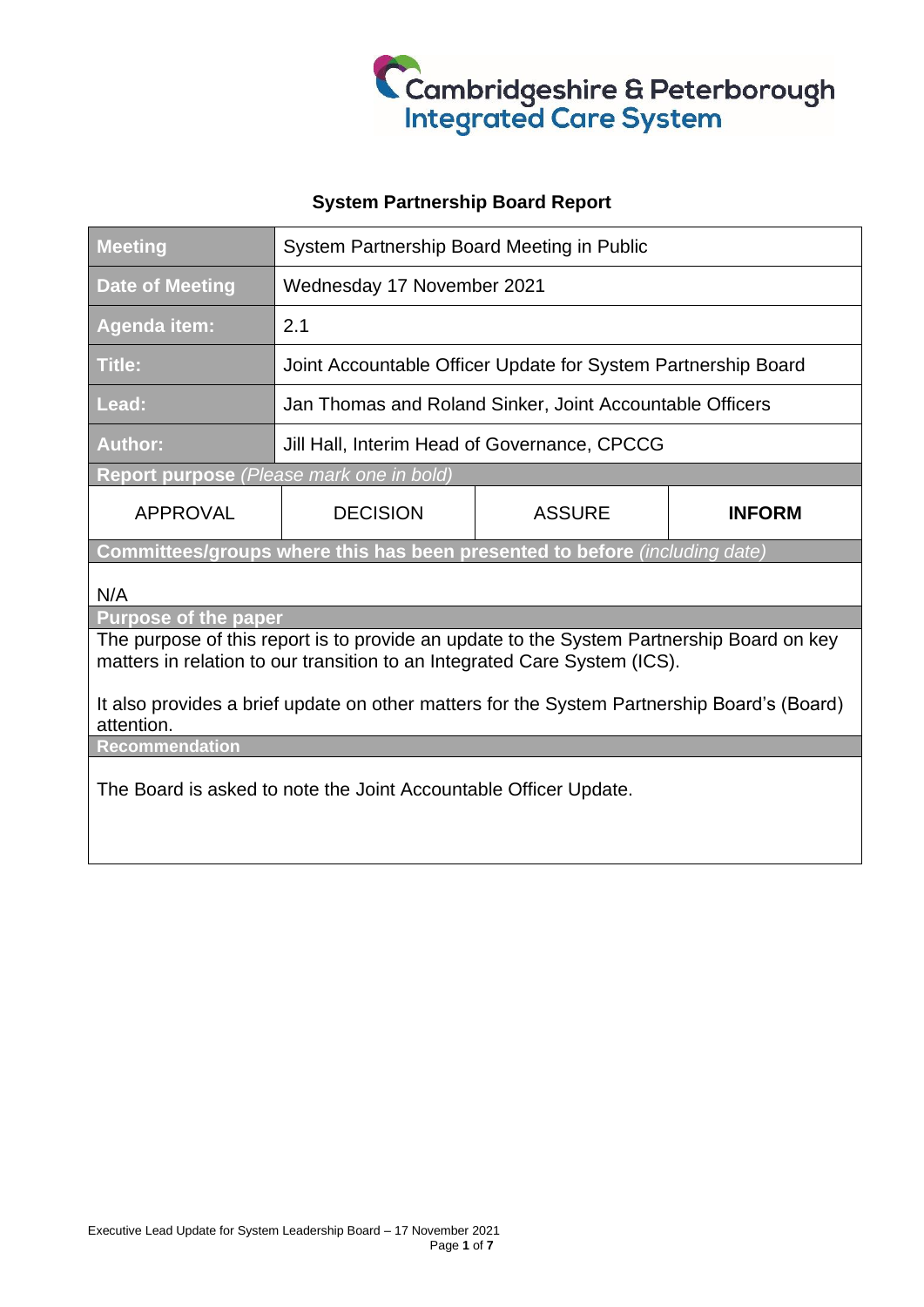Cambridgeshire & Peterborough Integrated Care System

## System Partnership Board Report

| | | | |
|---|---|---|---|
| **Meeting** | System Partnership Board Meeting in Public | | |
| **Date of Meeting** | Wednesday 17 November 2021 | | |
| **Agenda item:** | 2.1 | | |
| **Title:** | Joint Accountable Officer Update for System Partnership Board | | |
| **Lead:** | Jan Thomas and Roland Sinker, Joint Accountable Officers | | |
| **Author:** | Jill Hall, Interim Head of Governance, CPCCG | | |
| **Report purpose** *(Please mark one in bold)* | | | |
| APPROVAL | DECISION | ASSURE | **INFORM** |
| **Committees/groups where this has been presented to before** *(including date)* | | | |
| N/A | | | |
| **Purpose of the paper** | | | |
| The purpose of this report is to provide an update to the System Partnership Board on key matters in relation to our transition to an Integrated Care System (ICS). It also provides a brief update on other matters for the System Partnership Board's (Board) attention. | | | |
| **Recommendation** | | | |
| The Board is asked to note the Joint Accountable Officer Update. | | | |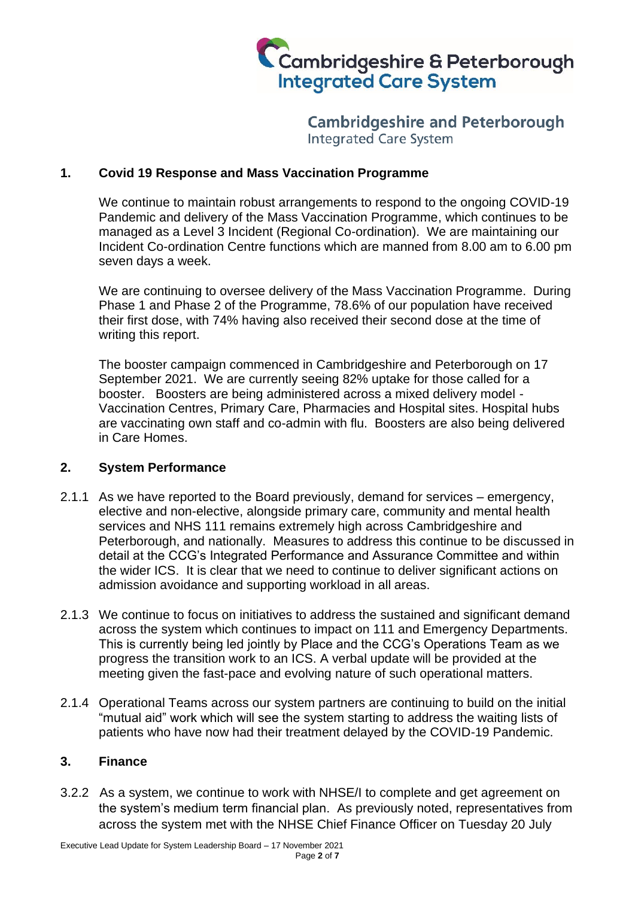Cambridgeshire and Peterborough
Integrated Care System

## 1. Covid 19 Response and Mass Vaccination Programme

We continue to maintain robust arrangements to respond to the ongoing COVID-19 Pandemic and delivery of the Mass Vaccination Programme, which continues to be managed as a Level 3 Incident (Regional Co-ordination). We are maintaining our Incident Co-ordination Centre functions which are manned from 8.00 am to 6.00 pm seven days a week.

We are continuing to oversee delivery of the Mass Vaccination Programme. During Phase 1 and Phase 2 of the Programme, 78.6% of our population have received their first dose, with 74% having also received their second dose at the time of writing this report.

The booster campaign commenced in Cambridgeshire and Peterborough on 17 September 2021. We are currently seeing 82% uptake for those called for a booster. Boosters are being administered across a mixed delivery model - Vaccination Centres, Primary Care, Pharmacies and Hospital sites. Hospital hubs are vaccinating own staff and co-admin with flu. Boosters are also being delivered in Care Homes.

## 2. System Performance

2.1.1 As we have reported to the Board previously, demand for services – emergency, elective and non-elective, alongside primary care, community and mental health services and NHS 111 remains extremely high across Cambridgeshire and Peterborough, and nationally. Measures to address this continue to be discussed in detail at the CCG's Integrated Performance and Assurance Committee and within the wider ICS. It is clear that we need to continue to deliver significant actions on admission avoidance and supporting workload in all areas.

2.1.3 We continue to focus on initiatives to address the sustained and significant demand across the system which continues to impact on 111 and Emergency Departments. This is currently being led jointly by Place and the CCG's Operations Team as we progress the transition work to an ICS. A verbal update will be provided at the meeting given the fast-pace and evolving nature of such operational matters.

2.1.4 Operational Teams across our system partners are continuing to build on the initial "mutual aid" work which will see the system starting to address the waiting lists of patients who have now had their treatment delayed by the COVID-19 Pandemic.

## 3. Finance

3.2.2 As a system, we continue to work with NHSE/I to complete and get agreement on the system's medium term financial plan. As previously noted, representatives from across the system met with the NHSE Chief Finance Officer on Tuesday 20 July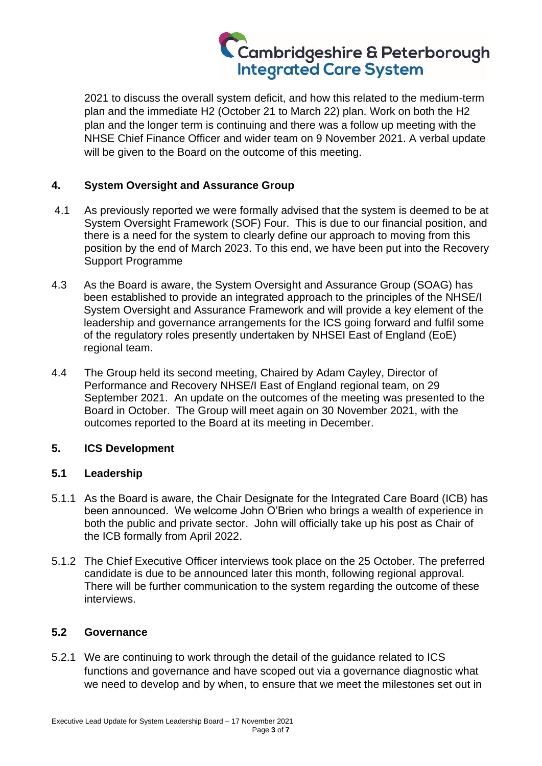2021 to discuss the overall system deficit, and how this related to the medium-term plan and the immediate H2 (October 21 to March 22) plan. Work on both the H2 plan and the longer term is continuing and there was a follow up meeting with the NHSE Chief Finance Officer and wider team on 9 November 2021. A verbal update will be given to the Board on the outcome of this meeting.

## 4. System Oversight and Assurance Group

4.1 As previously reported we were formally advised that the system is deemed to be at System Oversight Framework (SOF) Four. This is due to our financial position, and there is a need for the system to clearly define our approach to moving from this position by the end of March 2023. To this end, we have been put into the Recovery Support Programme

4.3 As the Board is aware, the System Oversight and Assurance Group (SOAG) has been established to provide an integrated approach to the principles of the NHSE/I System Oversight and Assurance Framework and will provide a key element of the leadership and governance arrangements for the ICS going forward and fulfil some of the regulatory roles presently undertaken by NHSEI East of England (EoE) regional team.

4.4 The Group held its second meeting, Chaired by Adam Cayley, Director of Performance and Recovery NHSE/I East of England regional team, on 29 September 2021. An update on the outcomes of the meeting was presented to the Board in October. The Group will meet again on 30 November 2021, with the outcomes reported to the Board at its meeting in December.

## 5. ICS Development

### 5.1 Leadership

5.1.1 As the Board is aware, the Chair Designate for the Integrated Care Board (ICB) has been announced. We welcome John O'Brien who brings a wealth of experience in both the public and private sector. John will officially take up his post as Chair of the ICB formally from April 2022.

5.1.2 The Chief Executive Officer interviews took place on the 25 October. The preferred candidate is due to be announced later this month, following regional approval. There will be further communication to the system regarding the outcome of these interviews.

### 5.2 Governance

5.2.1 We are continuing to work through the detail of the guidance related to ICS functions and governance and have scoped out via a governance diagnostic what we need to develop and by when, to ensure that we meet the milestones set out in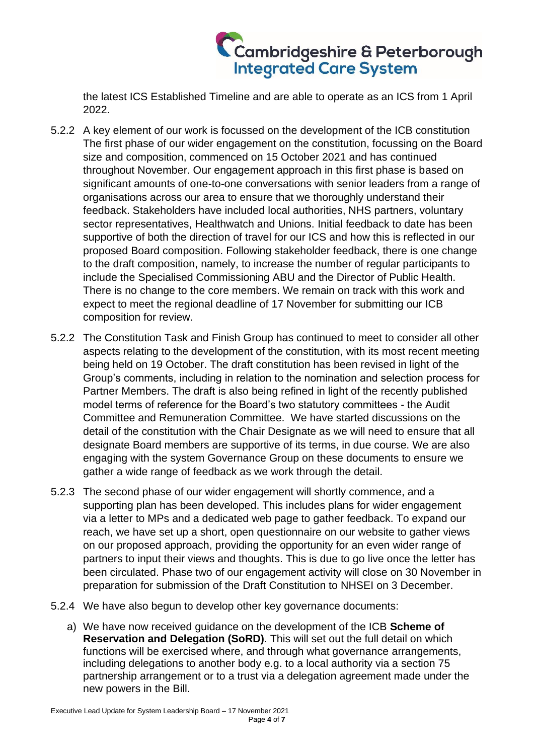the latest ICS Established Timeline and are able to operate as an ICS from 1 April 2022.

5.2.2 A key element of our work is focussed on the development of the ICB constitution The first phase of our wider engagement on the constitution, focussing on the Board size and composition, commenced on 15 October 2021 and has continued throughout November. Our engagement approach in this first phase is based on significant amounts of one-to-one conversations with senior leaders from a range of organisations across our area to ensure that we thoroughly understand their feedback. Stakeholders have included local authorities, NHS partners, voluntary sector representatives, Healthwatch and Unions. Initial feedback to date has been supportive of both the direction of travel for our ICS and how this is reflected in our proposed Board composition. Following stakeholder feedback, there is one change to the draft composition, namely, to increase the number of regular participants to include the Specialised Commissioning ABU and the Director of Public Health. There is no change to the core members. We remain on track with this work and expect to meet the regional deadline of 17 November for submitting our ICB composition for review.

5.2.2 The Constitution Task and Finish Group has continued to meet to consider all other aspects relating to the development of the constitution, with its most recent meeting being held on 19 October. The draft constitution has been revised in light of the Group's comments, including in relation to the nomination and selection process for Partner Members. The draft is also being refined in light of the recently published model terms of reference for the Board's two statutory committees - the Audit Committee and Remuneration Committee. We have started discussions on the detail of the constitution with the Chair Designate as we will need to ensure that all designate Board members are supportive of its terms, in due course. We are also engaging with the system Governance Group on these documents to ensure we gather a wide range of feedback as we work through the detail.

5.2.3 The second phase of our wider engagement will shortly commence, and a supporting plan has been developed. This includes plans for wider engagement via a letter to MPs and a dedicated web page to gather feedback. To expand our reach, we have set up a short, open questionnaire on our website to gather views on our proposed approach, providing the opportunity for an even wider range of partners to input their views and thoughts. This is due to go live once the letter has been circulated. Phase two of our engagement activity will close on 30 November in preparation for submission of the Draft Constitution to NHSEI on 3 December.

5.2.4 We have also begun to develop other key governance documents:

a) We have now received guidance on the development of the ICB **Scheme of Reservation and Delegation (SoRD)**. This will set out the full detail on which functions will be exercised where, and through what governance arrangements, including delegations to another body e.g. to a local authority via a section 75 partnership arrangement or to a trust via a delegation agreement made under the new powers in the Bill.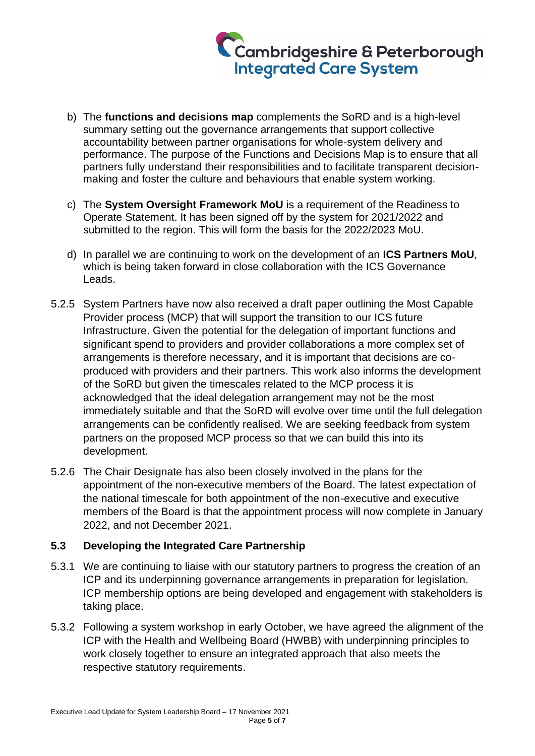b) The **functions and decisions map** complements the SoRD and is a high-level summary setting out the governance arrangements that support collective accountability between partner organisations for whole-system delivery and performance. The purpose of the Functions and Decisions Map is to ensure that all partners fully understand their responsibilities and to facilitate transparent decision-making and foster the culture and behaviours that enable system working.

c) The **System Oversight Framework MoU** is a requirement of the Readiness to Operate Statement. It has been signed off by the system for 2021/2022 and submitted to the region. This will form the basis for the 2022/2023 MoU.

d) In parallel we are continuing to work on the development of an **ICS Partners MoU**, which is being taken forward in close collaboration with the ICS Governance Leads.

5.2.5 System Partners have now also received a draft paper outlining the Most Capable Provider process (MCP) that will support the transition to our ICS future Infrastructure. Given the potential for the delegation of important functions and significant spend to providers and provider collaborations a more complex set of arrangements is therefore necessary, and it is important that decisions are co-produced with providers and their partners. This work also informs the development of the SoRD but given the timescales related to the MCP process it is acknowledged that the ideal delegation arrangement may not be the most immediately suitable and that the SoRD will evolve over time until the full delegation arrangements can be confidently realised. We are seeking feedback from system partners on the proposed MCP process so that we can build this into its development.

5.2.6 The Chair Designate has also been closely involved in the plans for the appointment of the non-executive members of the Board. The latest expectation of the national timescale for both appointment of the non-executive and executive members of the Board is that the appointment process will now complete in January 2022, and not December 2021.

### 5.3 Developing the Integrated Care Partnership

5.3.1 We are continuing to liaise with our statutory partners to progress the creation of an ICP and its underpinning governance arrangements in preparation for legislation. ICP membership options are being developed and engagement with stakeholders is taking place.

5.3.2 Following a system workshop in early October, we have agreed the alignment of the ICP with the Health and Wellbeing Board (HWBB) with underpinning principles to work closely together to ensure an integrated approach that also meets the respective statutory requirements.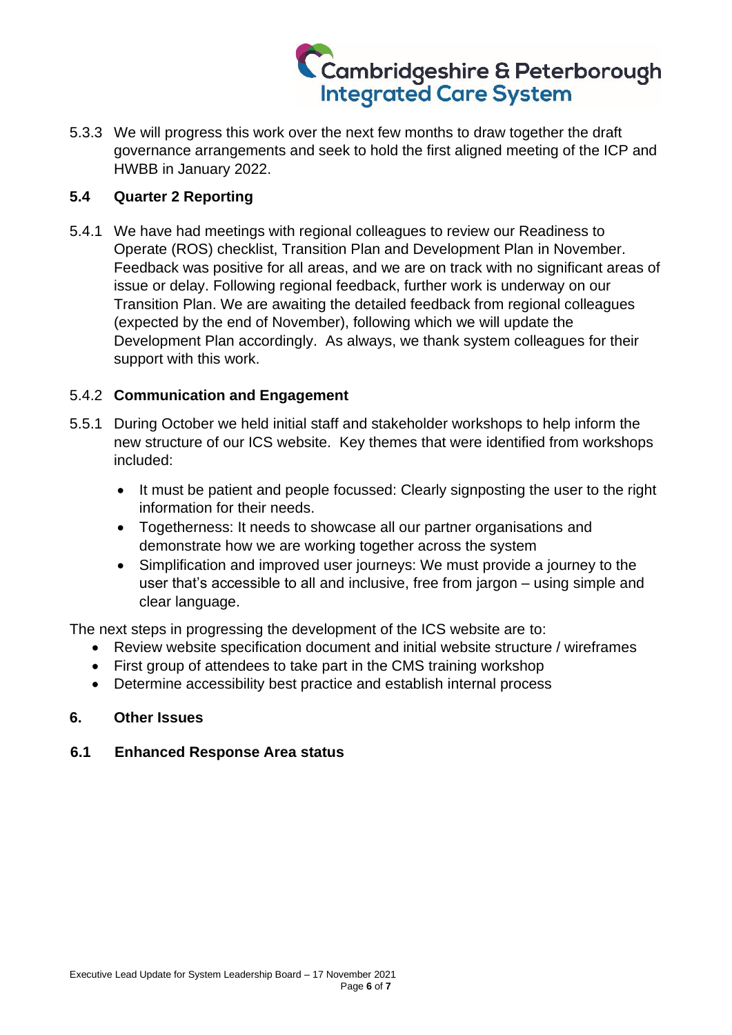5.3.3 We will progress this work over the next few months to draw together the draft governance arrangements and seek to hold the first aligned meeting of the ICP and HWBB in January 2022.

### 5.4 Quarter 2 Reporting

5.4.1 We have had meetings with regional colleagues to review our Readiness to Operate (ROS) checklist, Transition Plan and Development Plan in November. Feedback was positive for all areas, and we are on track with no significant areas of issue or delay. Following regional feedback, further work is underway on our Transition Plan. We are awaiting the detailed feedback from regional colleagues (expected by the end of November), following which we will update the Development Plan accordingly. As always, we thank system colleagues for their support with this work.

5.4.2 **Communication and Engagement**

5.5.1 During October we held initial staff and stakeholder workshops to help inform the new structure of our ICS website. Key themes that were identified from workshops included:

- It must be patient and people focussed: Clearly signposting the user to the right information for their needs.
- Togetherness: It needs to showcase all our partner organisations and demonstrate how we are working together across the system
- Simplification and improved user journeys: We must provide a journey to the user that's accessible to all and inclusive, free from jargon – using simple and clear language.

The next steps in progressing the development of the ICS website are to:

- Review website specification document and initial website structure / wireframes
- First group of attendees to take part in the CMS training workshop
- Determine accessibility best practice and establish internal process

## 6. Other Issues

### 6.1 Enhanced Response Area status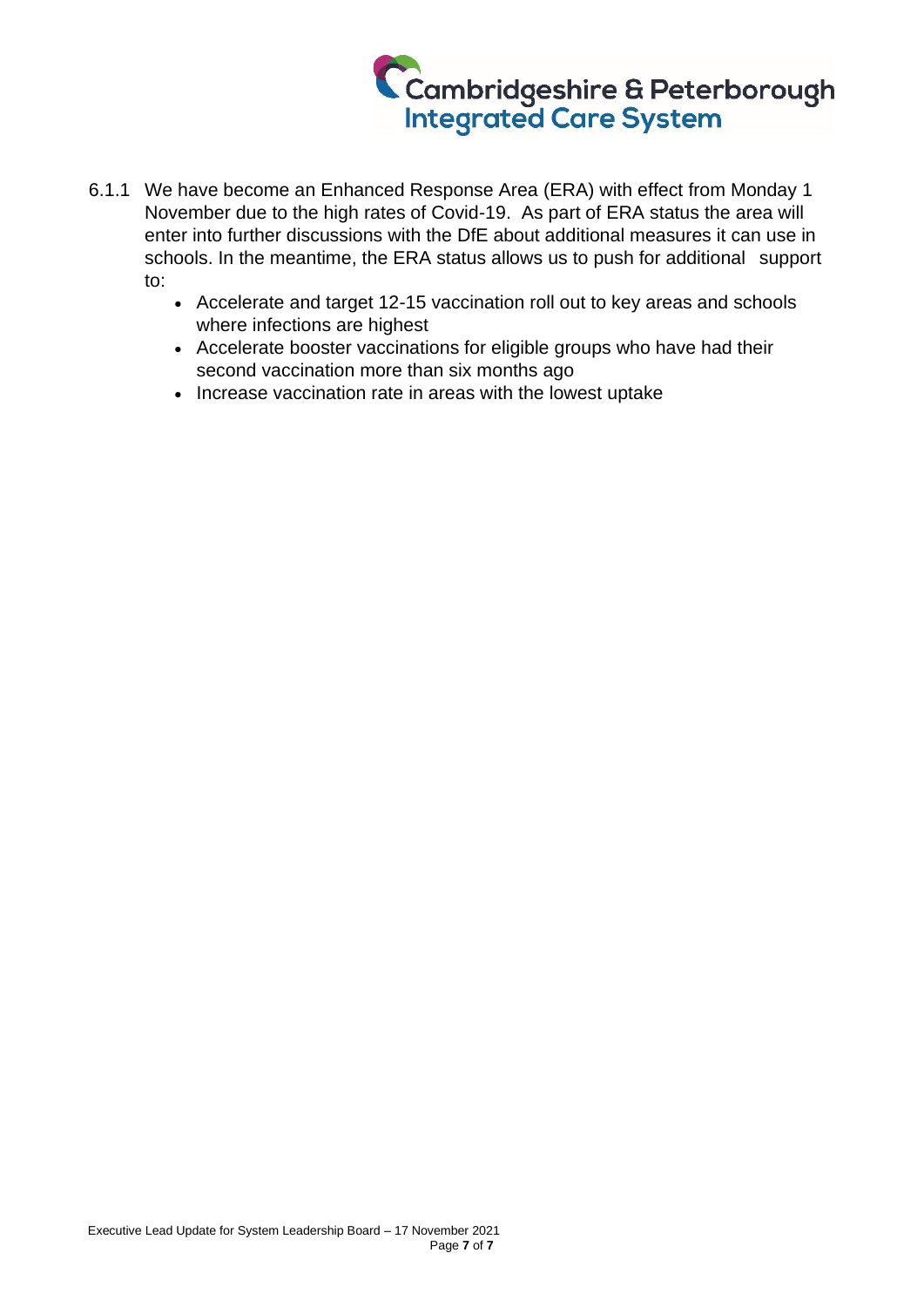6.1.1 We have become an Enhanced Response Area (ERA) with effect from Monday 1 November due to the high rates of Covid-19. As part of ERA status the area will enter into further discussions with the DfE about additional measures it can use in schools. In the meantime, the ERA status allows us to push for additional support to:

- Accelerate and target 12-15 vaccination roll out to key areas and schools where infections are highest
- Accelerate booster vaccinations for eligible groups who have had their second vaccination more than six months ago
- Increase vaccination rate in areas with the lowest uptake